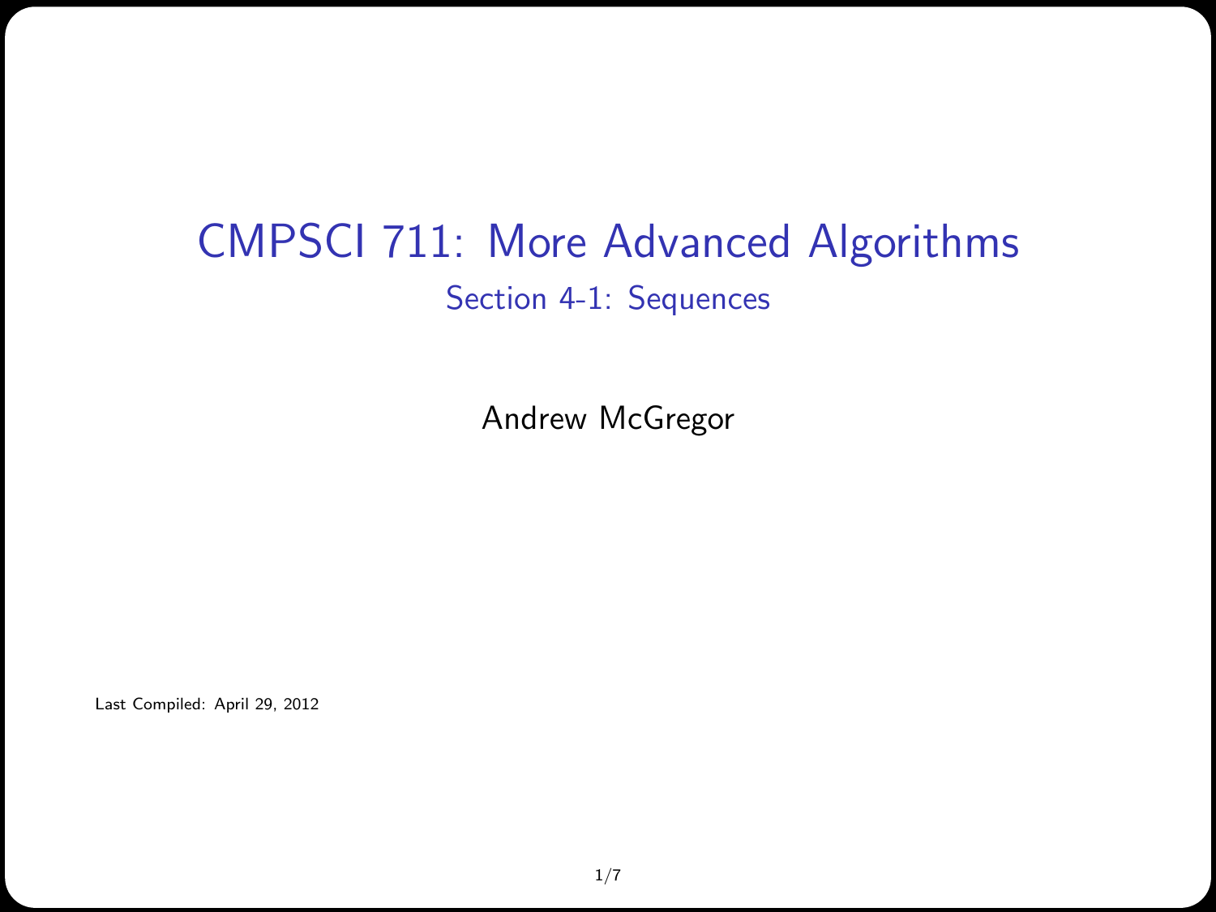# CMPSCI 711: More Advanced Algorithms

## Section 4-1: Sequences

Andrew McGregor

Last Compiled: April 29, 2012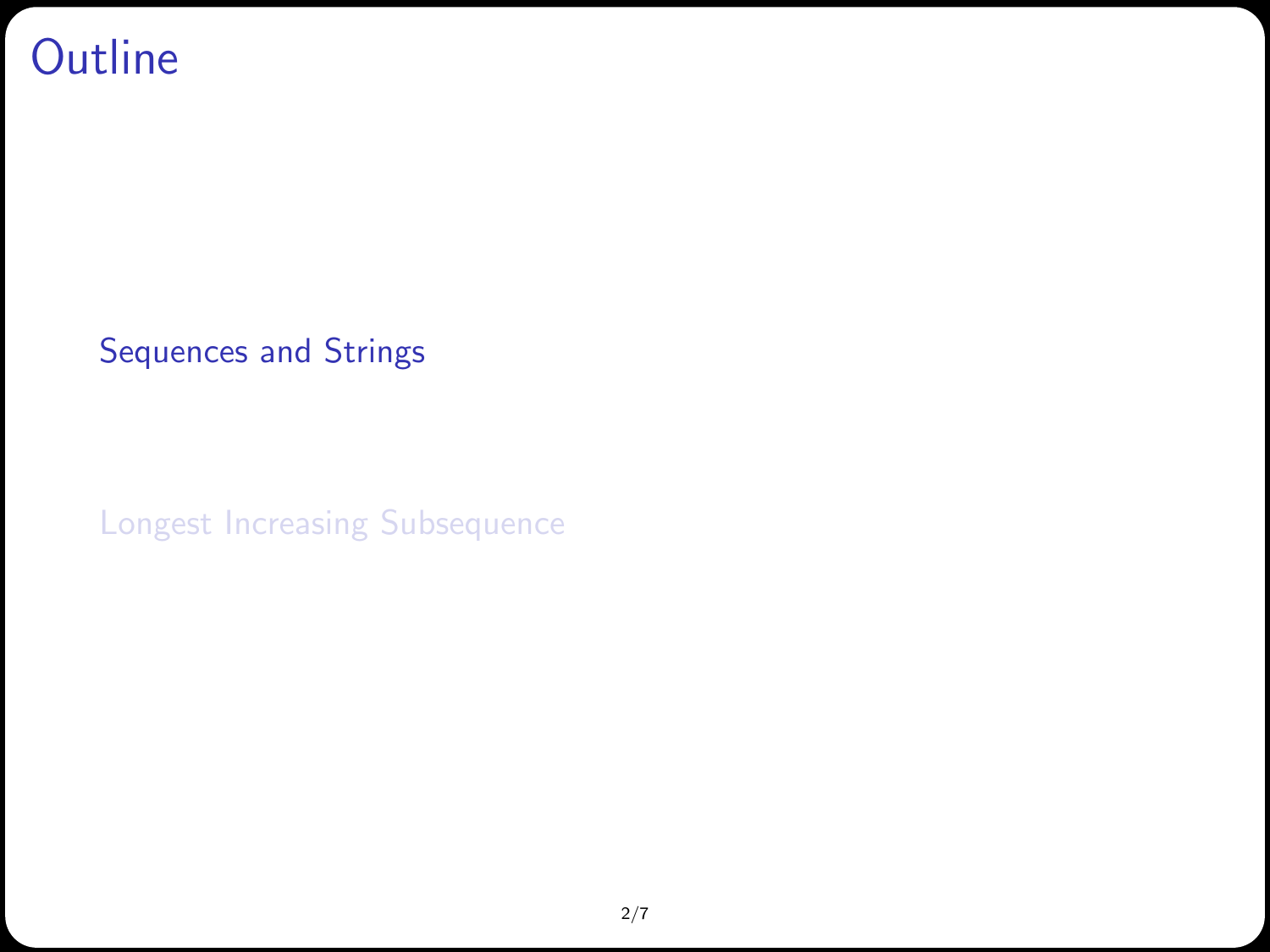# Outline

- Sequences and Strings
- Longest Increasing Subsequence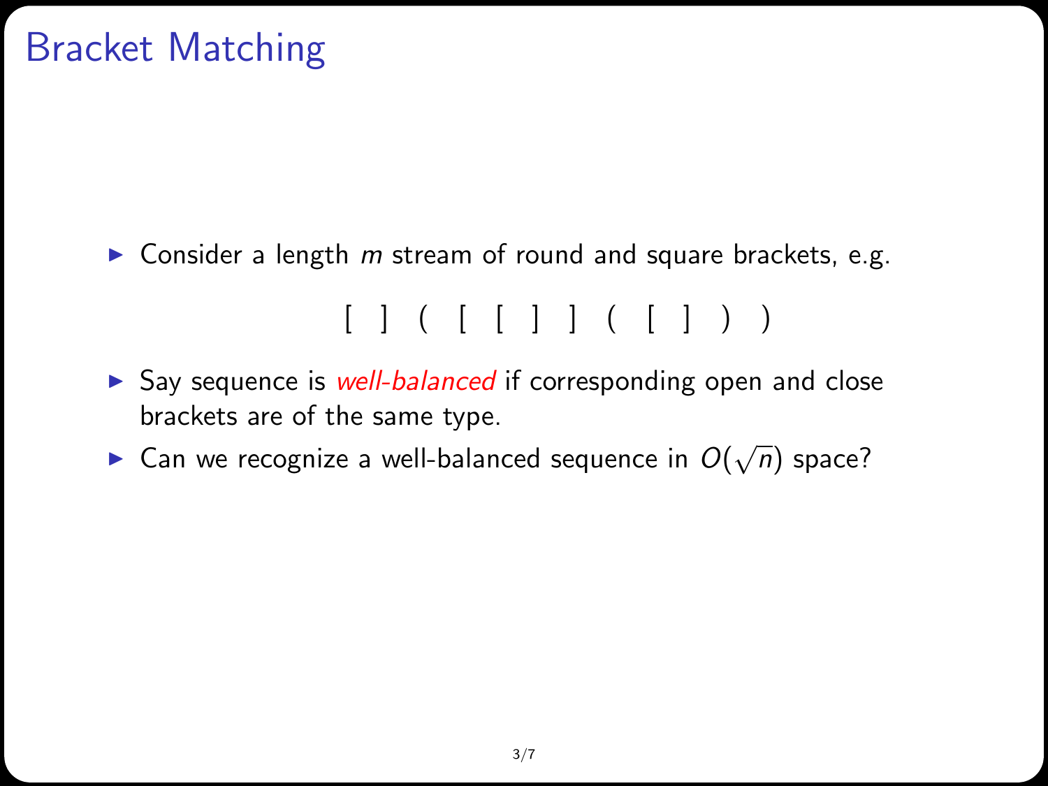# Bracket Matching

- Consider a length $m$ stream of round and square brackets, e.g.

$$[ \quad ] \quad ( \quad [ \quad [ \quad ] \quad ] \quad ( \quad [ \quad ] \quad ) \quad )$$

- Say sequence is *well-balanced* if corresponding open and close brackets are of the same type.
- Can we recognize a well-balanced sequence in $O(\sqrt{n})$ space?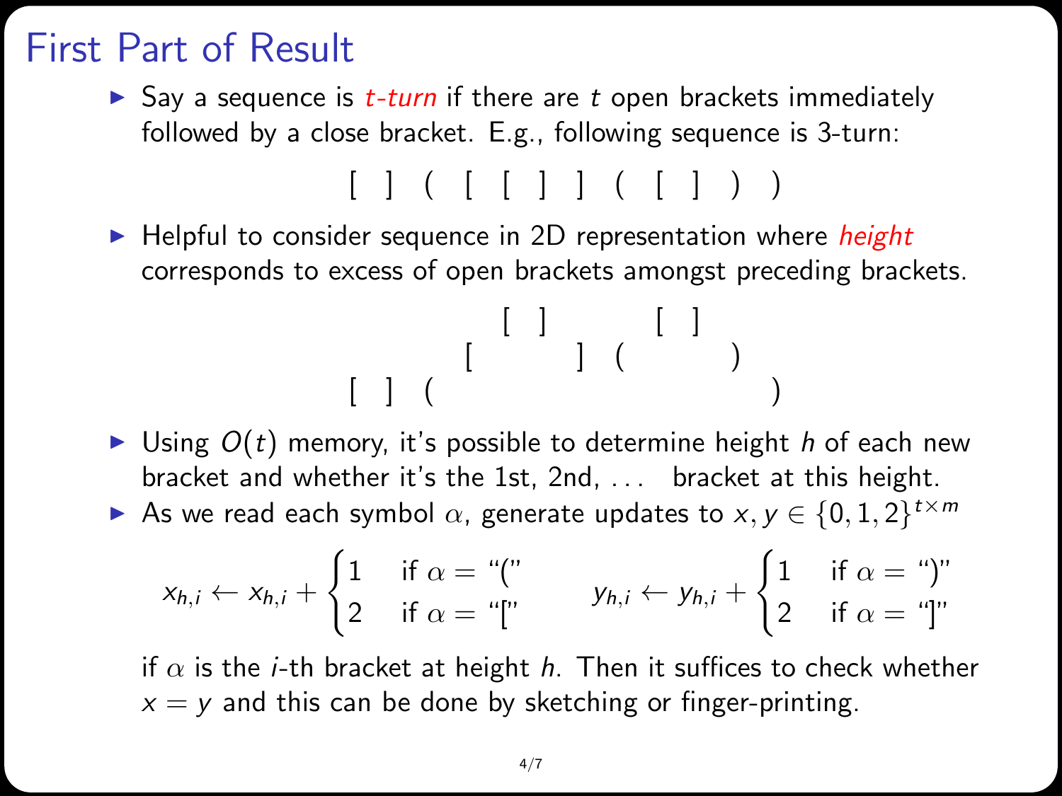# First Part of Result

- Say a sequence is *t-turn* if there are $t$ open brackets immediately followed by a close bracket. E.g., following sequence is 3-turn:

$$[\ ]\ (\ [\ [\ ]\ ]\ (\ [\ ]\ )\ )$$

- Helpful to consider sequence in 2D representation where *height* corresponds to excess of open brackets amongst preceding brackets.

```
            [ ]         [ ]
          [     ]  (         )
[ ]  (                          )
```

- Using $O(t)$ memory, it's possible to determine height $h$ of each new bracket and whether it's the 1st, 2nd, ... bracket at this height.
- As we read each symbol $\alpha$, generate updates to $x, y \in \{0, 1, 2\}^{t \times m}$

$$x_{h,i} \leftarrow x_{h,i} + \begin{cases} 1 & \text{if } \alpha = \text{“(”} \\ 2 & \text{if } \alpha = \text{“[”} \end{cases} \qquad y_{h,i} \leftarrow y_{h,i} + \begin{cases} 1 & \text{if } \alpha = \text{“)”} \\ 2 & \text{if } \alpha = \text{“]”} \end{cases}$$

if $\alpha$ is the $i$-th bracket at height $h$. Then it suffices to check whether $x = y$ and this can be done by sketching or finger-printing.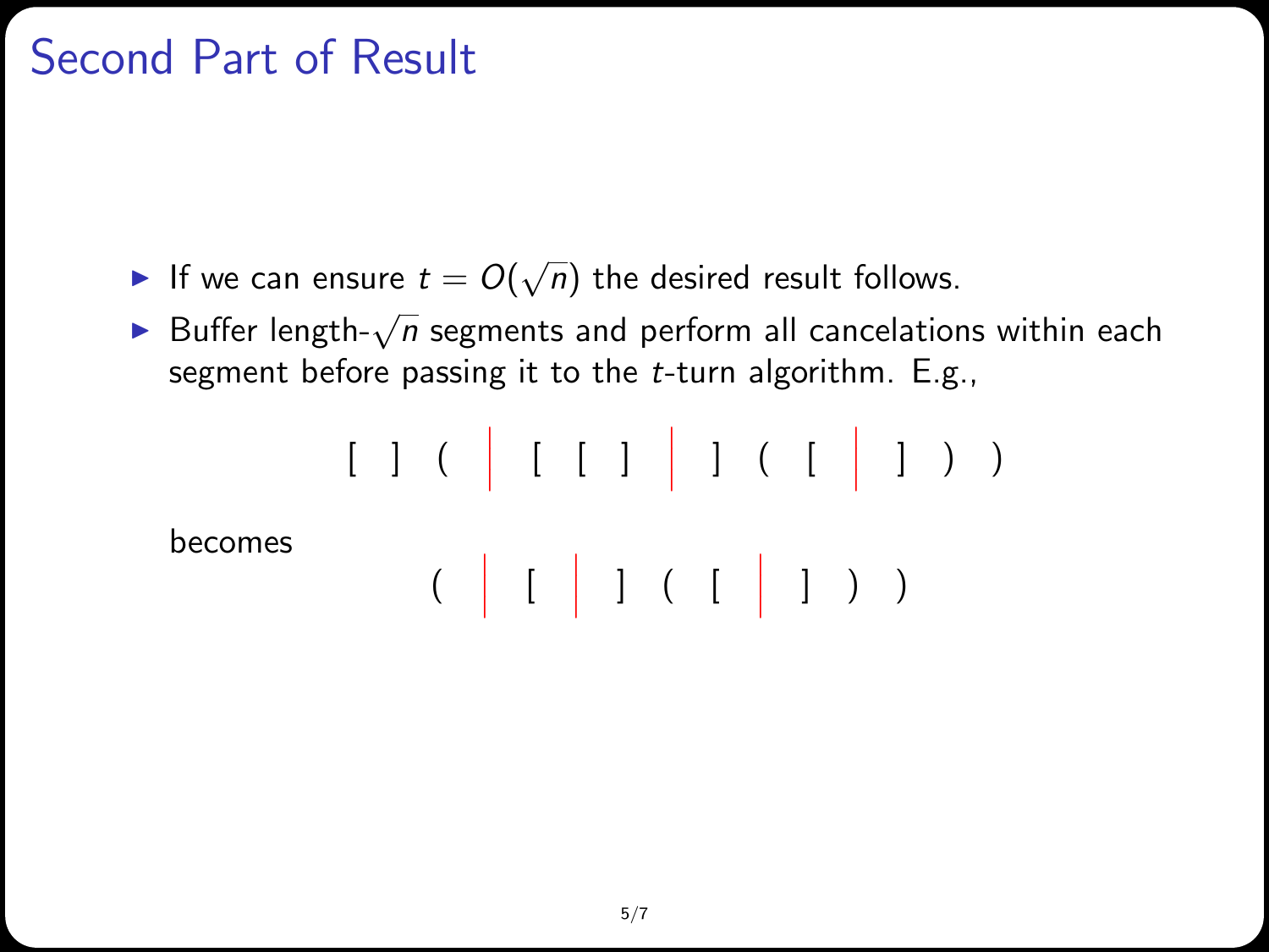# Second Part of Result

- If we can ensure $t = O(\sqrt{n})$ the desired result follows.
- Buffer length-$\sqrt{n}$ segments and perform all cancelations within each segment before passing it to the $t$-turn algorithm. E.g.,

$$[\ ]\ (\ \ |\ \ [\ [\ ]\ \ |\ \ ]\ (\ [\ \ |\ \ ]\ )\ )$$

  becomes

$$(\ \ |\ \ [\ \ |\ \ ]\ (\ [\ \ |\ \ ]\ )\ )$$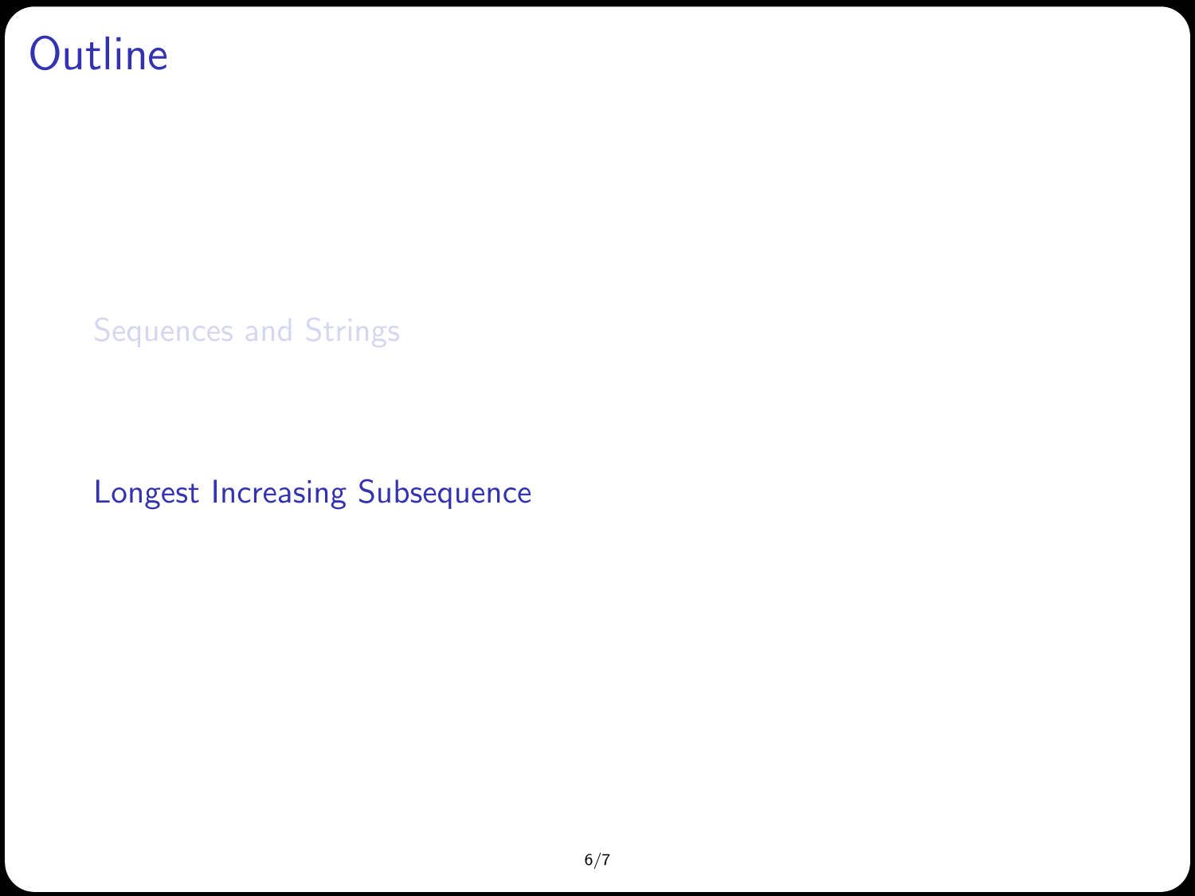# Outline

Sequences and Strings

Longest Increasing Subsequence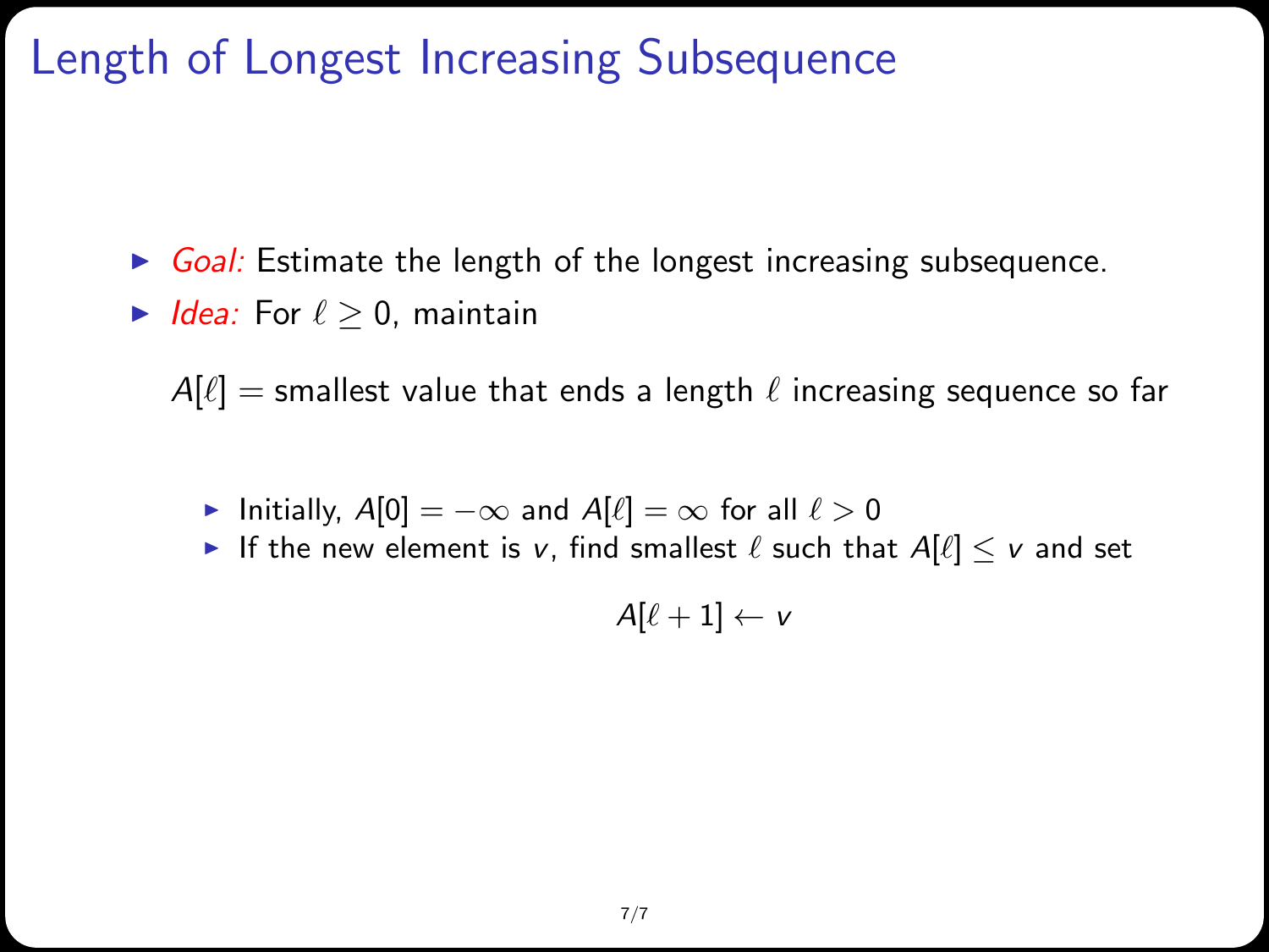# Length of Longest Increasing Subsequence

- *Goal:* Estimate the length of the longest increasing subsequence.
- *Idea:* For $\ell \geq 0$, maintain

  $A[\ell] =$ smallest value that ends a length $\ell$ increasing sequence so far

  - Initially, $A[0] = -\infty$ and $A[\ell] = \infty$ for all $\ell > 0$
  - If the new element is $v$, find smallest $\ell$ such that $A[\ell] \leq v$ and set

$$A[\ell + 1] \leftarrow v$$